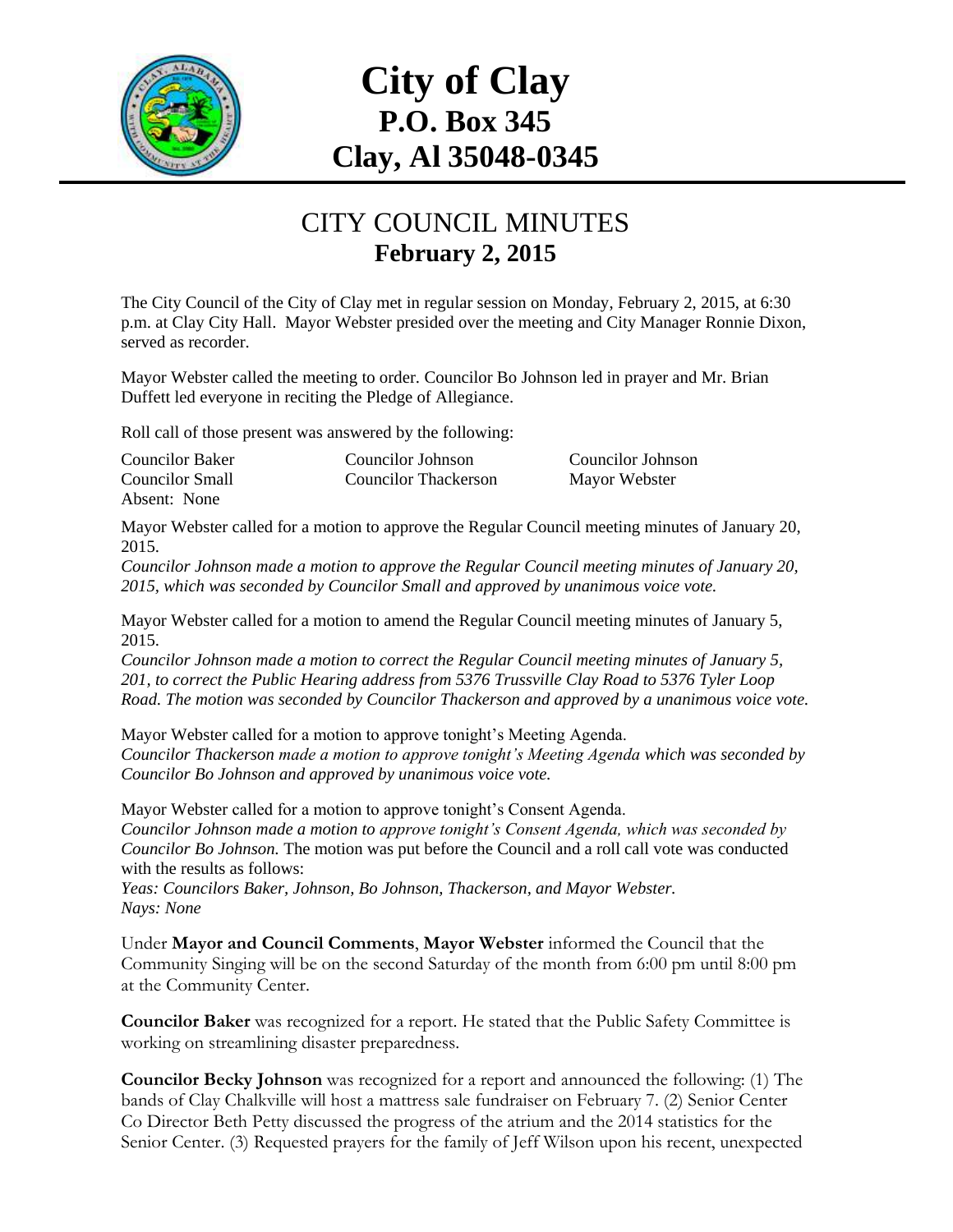# City of Clay
## P.O. Box 345
## Clay, Al 35048-0345

## CITY COUNCIL MINUTES
### February 2, 2015

The City Council of the City of Clay met in regular session on Monday, February 2, 2015, at 6:30 p.m. at Clay City Hall. Mayor Webster presided over the meeting and City Manager Ronnie Dixon, served as recorder.

Mayor Webster called the meeting to order. Councilor Bo Johnson led in prayer and Mr. Brian Duffett led everyone in reciting the Pledge of Allegiance.

Roll call of those present was answered by the following:

| | | |
|---|---|---|
| Councilor Baker | Councilor Johnson | Councilor Johnson |
| Councilor Small | Councilor Thackerson | Mayor Webster |
| Absent: None | | |

Mayor Webster called for a motion to approve the Regular Council meeting minutes of January 20, 2015.

*Councilor Johnson made a motion to approve the Regular Council meeting minutes of January 20, 2015, which was seconded by Councilor Small and approved by unanimous voice vote.*

Mayor Webster called for a motion to amend the Regular Council meeting minutes of January 5, 2015.

*Councilor Johnson made a motion to correct the Regular Council meeting minutes of January 5, 201, to correct the Public Hearing address from 5376 Trussville Clay Road to 5376 Tyler Loop Road. The motion was seconded by Councilor Thackerson and approved by a unanimous voice vote.*

Mayor Webster called for a motion to approve tonight's Meeting Agenda.

*Councilor Thackerson made a motion to approve tonight's Meeting Agenda which was seconded by Councilor Bo Johnson and approved by unanimous voice vote.*

Mayor Webster called for a motion to approve tonight's Consent Agenda.

*Councilor Johnson made a motion to approve tonight's Consent Agenda, which was seconded by Councilor Bo Johnson.* The motion was put before the Council and a roll call vote was conducted with the results as follows:

*Yeas: Councilors Baker, Johnson, Bo Johnson, Thackerson, and Mayor Webster.*
*Nays: None*

Under **Mayor and Council Comments**, **Mayor Webster** informed the Council that the Community Singing will be on the second Saturday of the month from 6:00 pm until 8:00 pm at the Community Center.

**Councilor Baker** was recognized for a report. He stated that the Public Safety Committee is working on streamlining disaster preparedness.

**Councilor Becky Johnson** was recognized for a report and announced the following: (1) The bands of Clay Chalkville will host a mattress sale fundraiser on February 7. (2) Senior Center Co Director Beth Petty discussed the progress of the atrium and the 2014 statistics for the Senior Center. (3) Requested prayers for the family of Jeff Wilson upon his recent, unexpected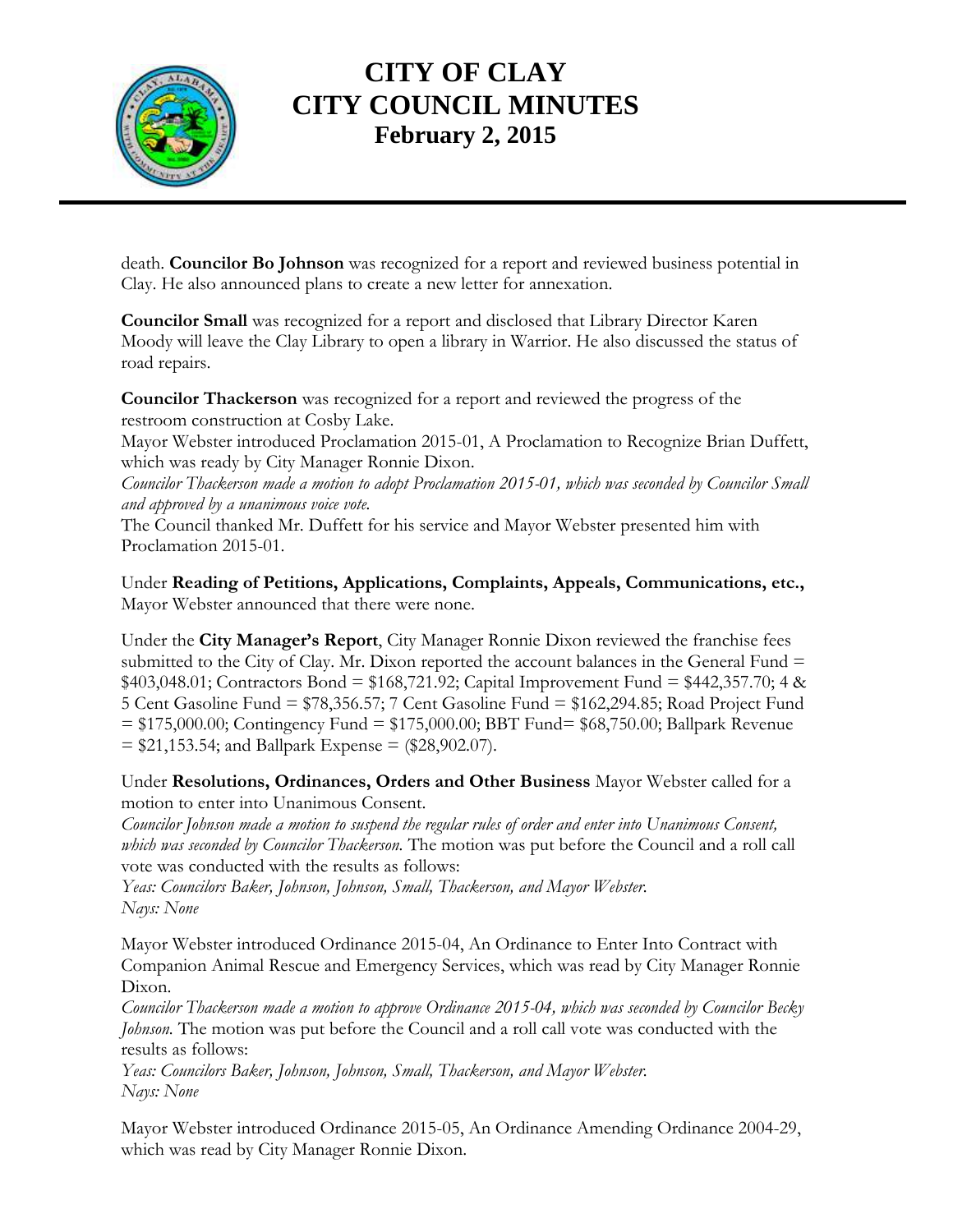death. **Councilor Bo Johnson** was recognized for a report and reviewed business potential in Clay. He also announced plans to create a new letter for annexation.

**Councilor Small** was recognized for a report and disclosed that Library Director Karen Moody will leave the Clay Library to open a library in Warrior. He also discussed the status of road repairs.

**Councilor Thackerson** was recognized for a report and reviewed the progress of the restroom construction at Cosby Lake.
Mayor Webster introduced Proclamation 2015-01, A Proclamation to Recognize Brian Duffett, which was ready by City Manager Ronnie Dixon.
*Councilor Thackerson made a motion to adopt Proclamation 2015-01, which was seconded by Councilor Small and approved by a unanimous voice vote.*
The Council thanked Mr. Duffett for his service and Mayor Webster presented him with Proclamation 2015-01.

Under **Reading of Petitions, Applications, Complaints, Appeals, Communications, etc.,** Mayor Webster announced that there were none.

Under the **City Manager's Report**, City Manager Ronnie Dixon reviewed the franchise fees submitted to the City of Clay. Mr. Dixon reported the account balances in the General Fund = $403,048.01; Contractors Bond = $168,721.92; Capital Improvement Fund = $442,357.70; 4 & 5 Cent Gasoline Fund = $78,356.57; 7 Cent Gasoline Fund = $162,294.85; Road Project Fund = $175,000.00; Contingency Fund = $175,000.00; BBT Fund= $68,750.00; Ballpark Revenue = $21,153.54; and Ballpark Expense = ($28,902.07).

Under **Resolutions, Ordinances, Orders and Other Business** Mayor Webster called for a motion to enter into Unanimous Consent.
*Councilor Johnson made a motion to suspend the regular rules of order and enter into Unanimous Consent, which was seconded by Councilor Thackerson.* The motion was put before the Council and a roll call vote was conducted with the results as follows:
*Yeas: Councilors Baker, Johnson, Johnson, Small, Thackerson, and Mayor Webster.*
*Nays: None*

Mayor Webster introduced Ordinance 2015-04, An Ordinance to Enter Into Contract with Companion Animal Rescue and Emergency Services, which was read by City Manager Ronnie Dixon.
*Councilor Thackerson made a motion to approve Ordinance 2015-04, which was seconded by Councilor Becky Johnson.* The motion was put before the Council and a roll call vote was conducted with the results as follows:
*Yeas: Councilors Baker, Johnson, Johnson, Small, Thackerson, and Mayor Webster.*
*Nays: None*

Mayor Webster introduced Ordinance 2015-05, An Ordinance Amending Ordinance 2004-29, which was read by City Manager Ronnie Dixon.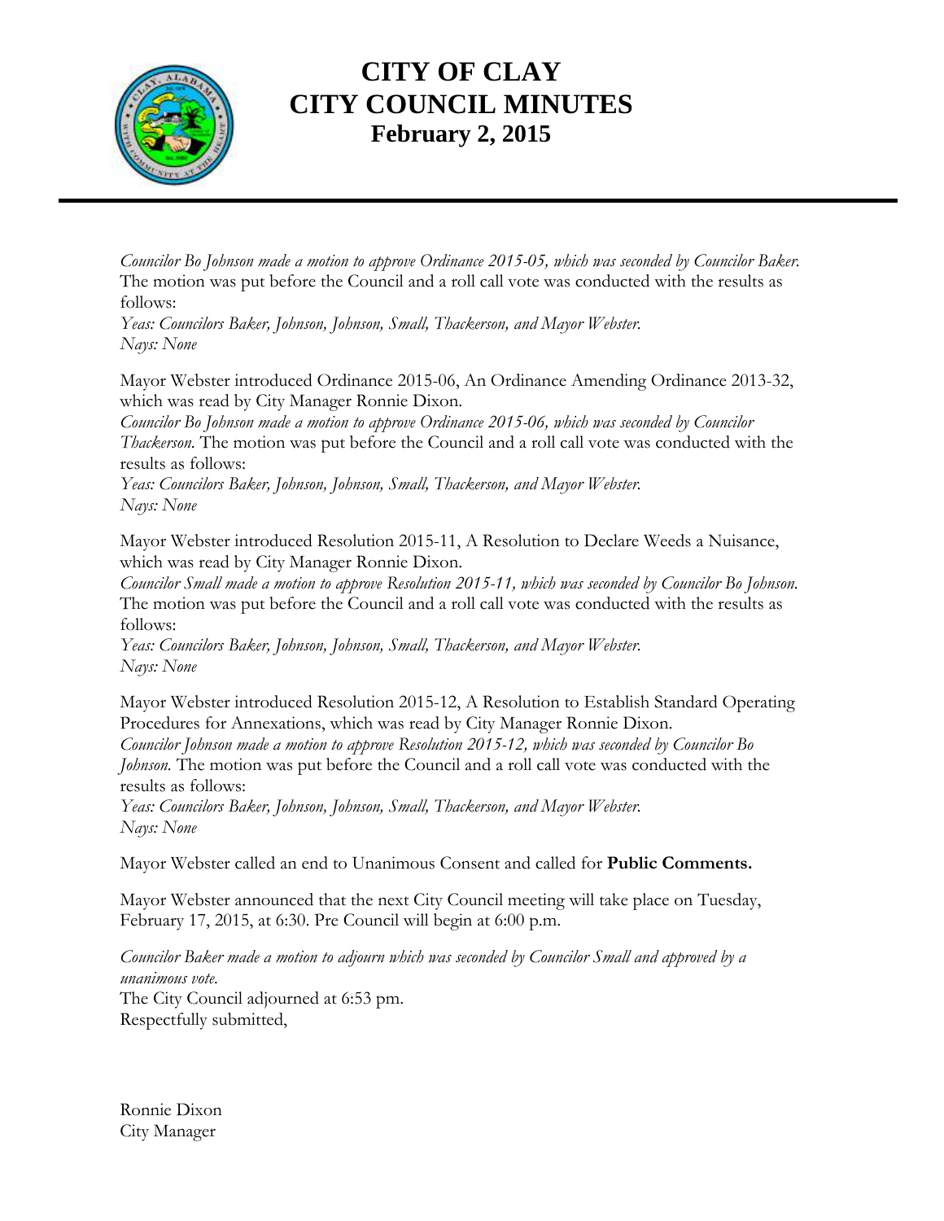# CITY OF CLAY
# CITY COUNCIL MINUTES
## February 2, 2015

*Councilor Bo Johnson made a motion to approve Ordinance 2015-05, which was seconded by Councilor Baker.* The motion was put before the Council and a roll call vote was conducted with the results as follows:
*Yeas: Councilors Baker, Johnson, Johnson, Small, Thackerson, and Mayor Webster.*
*Nays: None*

Mayor Webster introduced Ordinance 2015-06, An Ordinance Amending Ordinance 2013-32, which was read by City Manager Ronnie Dixon.
*Councilor Bo Johnson made a motion to approve Ordinance 2015-06, which was seconded by Councilor Thackerson.* The motion was put before the Council and a roll call vote was conducted with the results as follows:
*Yeas: Councilors Baker, Johnson, Johnson, Small, Thackerson, and Mayor Webster.*
*Nays: None*

Mayor Webster introduced Resolution 2015-11, A Resolution to Declare Weeds a Nuisance, which was read by City Manager Ronnie Dixon.
*Councilor Small made a motion to approve Resolution 2015-11, which was seconded by Councilor Bo Johnson.* The motion was put before the Council and a roll call vote was conducted with the results as follows:
*Yeas: Councilors Baker, Johnson, Johnson, Small, Thackerson, and Mayor Webster.*
*Nays: None*

Mayor Webster introduced Resolution 2015-12, A Resolution to Establish Standard Operating Procedures for Annexations, which was read by City Manager Ronnie Dixon.
*Councilor Johnson made a motion to approve Resolution 2015-12, which was seconded by Councilor Bo Johnson.* The motion was put before the Council and a roll call vote was conducted with the results as follows:
*Yeas: Councilors Baker, Johnson, Johnson, Small, Thackerson, and Mayor Webster.*
*Nays: None*

Mayor Webster called an end to Unanimous Consent and called for **Public Comments.**

Mayor Webster announced that the next City Council meeting will take place on Tuesday, February 17, 2015, at 6:30. Pre Council will begin at 6:00 p.m.

*Councilor Baker made a motion to adjourn which was seconded by Councilor Small and approved by a unanimous vote.*
The City Council adjourned at 6:53 pm.
Respectfully submitted,

Ronnie Dixon
City Manager